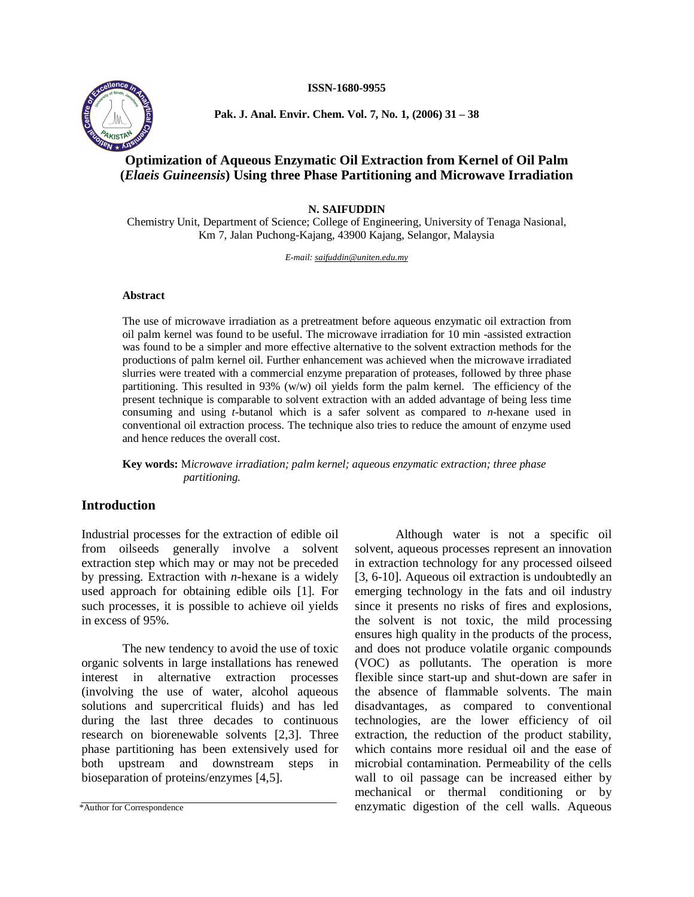ISSN-1680-9955

# Optimization of Aqueous Enzymatic Oil Extraction from Kernel of Oil Palm (*Elaeis Guineensis*) Using three Phase Partitioning and Microwave Irradiation

**N. SAIFUDDIN**

Chemistry Unit, Department of Science; College of Engineering, University of Tenaga Nasional, Km 7, Jalan Puchong-Kajang, 43900 Kajang, Selangor, Malaysia

*E-mail: saifuddin@uniten.edu.my*

### Abstract

The use of microwave irradiation as a pretreatment before aqueous enzymatic oil extraction from oil palm kernel was found to be useful. The microwave irradiation for 10 min -assisted extraction was found to be a simpler and more effective alternative to the solvent extraction methods for the productions of palm kernel oil. Further enhancement was achieved when the microwave irradiated slurries were treated with a commercial enzyme preparation of proteases, followed by three phase partitioning. This resulted in 93% (w/w) oil yields form the palm kernel. The efficiency of the present technique is comparable to solvent extraction with an added advantage of being less time consuming and using *t*-butanol which is a safer solvent as compared to *n*-hexane used in conventional oil extraction process. The technique also tries to reduce the amount of enzyme used and hence reduces the overall cost.

**Key words:** *Microwave irradiation; palm kernel; aqueous enzymatic extraction; three phase partitioning.*

## Introduction

Industrial processes for the extraction of edible oil from oilseeds generally involve a solvent extraction step which may or may not be preceded by pressing. Extraction with *n*-hexane is a widely used approach for obtaining edible oils [1]. For such processes, it is possible to achieve oil yields in excess of 95%.

The new tendency to avoid the use of toxic organic solvents in large installations has renewed interest in alternative extraction processes (involving the use of water, alcohol aqueous solutions and supercritical fluids) and has led during the last three decades to continuous research on biorenewable solvents [2,3]. Three phase partitioning has been extensively used for both upstream and downstream steps in bioseparation of proteins/enzymes [4,5].

Although water is not a specific oil solvent, aqueous processes represent an innovation in extraction technology for any processed oilseed [3, 6-10]. Aqueous oil extraction is undoubtedly an emerging technology in the fats and oil industry since it presents no risks of fires and explosions, the solvent is not toxic, the mild processing ensures high quality in the products of the process, and does not produce volatile organic compounds (VOC) as pollutants. The operation is more flexible since start-up and shut-down are safer in the absence of flammable solvents. The main disadvantages, as compared to conventional technologies, are the lower efficiency of oil extraction, the reduction of the product stability, which contains more residual oil and the ease of microbial contamination. Permeability of the cells wall to oil passage can be increased either by mechanical or thermal conditioning or by enzymatic digestion of the cell walls. Aqueous

*Author for Correspondence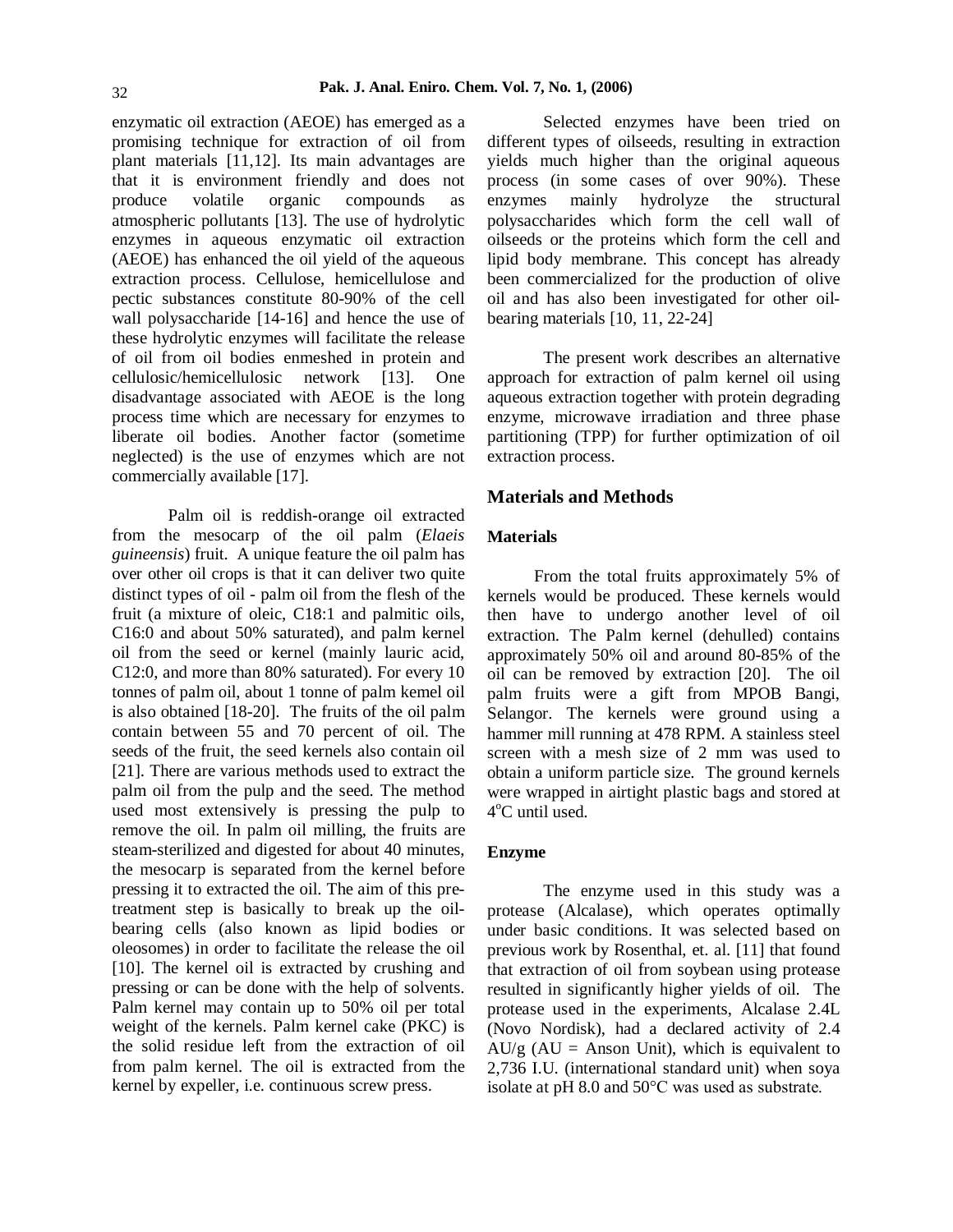enzymatic oil extraction (AEOE) has emerged as a promising technique for extraction of oil from plant materials [11,12]. Its main advantages are that it is environment friendly and does not produce volatile organic compounds as atmospheric pollutants [13]. The use of hydrolytic enzymes in aqueous enzymatic oil extraction (AEOE) has enhanced the oil yield of the aqueous extraction process. Cellulose, hemicellulose and pectic substances constitute 80-90% of the cell wall polysaccharide [14-16] and hence the use of these hydrolytic enzymes will facilitate the release of oil from oil bodies enmeshed in protein and cellulosic/hemicellulosic network [13]. One disadvantage associated with AEOE is the long process time which are necessary for enzymes to liberate oil bodies. Another factor (sometime neglected) is the use of enzymes which are not commercially available [17].

Palm oil is reddish-orange oil extracted from the mesocarp of the oil palm (*Elaeis guineensis*) fruit. A unique feature the oil palm has over other oil crops is that it can deliver two quite distinct types of oil - palm oil from the flesh of the fruit (a mixture of oleic, C18:1 and palmitic oils, C16:0 and about 50% saturated), and palm kernel oil from the seed or kernel (mainly lauric acid, C12:0, and more than 80% saturated). For every 10 tonnes of palm oil, about 1 tonne of palm kemel oil is also obtained [18-20]. The fruits of the oil palm contain between 55 and 70 percent of oil. The seeds of the fruit, the seed kernels also contain oil [21]. There are various methods used to extract the palm oil from the pulp and the seed. The method used most extensively is pressing the pulp to remove the oil. In palm oil milling, the fruits are steam-sterilized and digested for about 40 minutes, the mesocarp is separated from the kernel before pressing it to extracted the oil. The aim of this pre-treatment step is basically to break up the oil-bearing cells (also known as lipid bodies or oleosomes) in order to facilitate the release the oil [10]. The kernel oil is extracted by crushing and pressing or can be done with the help of solvents. Palm kernel may contain up to 50% oil per total weight of the kernels. Palm kernel cake (PKC) is the solid residue left from the extraction of oil from palm kernel. The oil is extracted from the kernel by expeller, i.e. continuous screw press.

Selected enzymes have been tried on different types of oilseeds, resulting in extraction yields much higher than the original aqueous process (in some cases of over 90%). These enzymes mainly hydrolyze the structural polysaccharides which form the cell wall of oilseeds or the proteins which form the cell and lipid body membrane. This concept has already been commercialized for the production of olive oil and has also been investigated for other oil-bearing materials [10, 11, 22-24]

The present work describes an alternative approach for extraction of palm kernel oil using aqueous extraction together with protein degrading enzyme, microwave irradiation and three phase partitioning (TPP) for further optimization of oil extraction process.

## Materials and Methods

### Materials

From the total fruits approximately 5% of kernels would be produced. These kernels would then have to undergo another level of oil extraction. The Palm kernel (dehulled) contains approximately 50% oil and around 80-85% of the oil can be removed by extraction [20]. The oil palm fruits were a gift from MPOB Bangi, Selangor. The kernels were ground using a hammer mill running at 478 RPM. A stainless steel screen with a mesh size of 2 mm was used to obtain a uniform particle size. The ground kernels were wrapped in airtight plastic bags and stored at $4^{o}$C until used.

### Enzyme

The enzyme used in this study was a protease (Alcalase), which operates optimally under basic conditions. It was selected based on previous work by Rosenthal, et. al. [11] that found that extraction of oil from soybean using protease resulted in significantly higher yields of oil. The protease used in the experiments, Alcalase 2.4L (Novo Nordisk), had a declared activity of 2.4 AU/g (AU = Anson Unit), which is equivalent to 2,736 I.U. (international standard unit) when soya isolate at pH 8.0 and 50°C was used as substrate.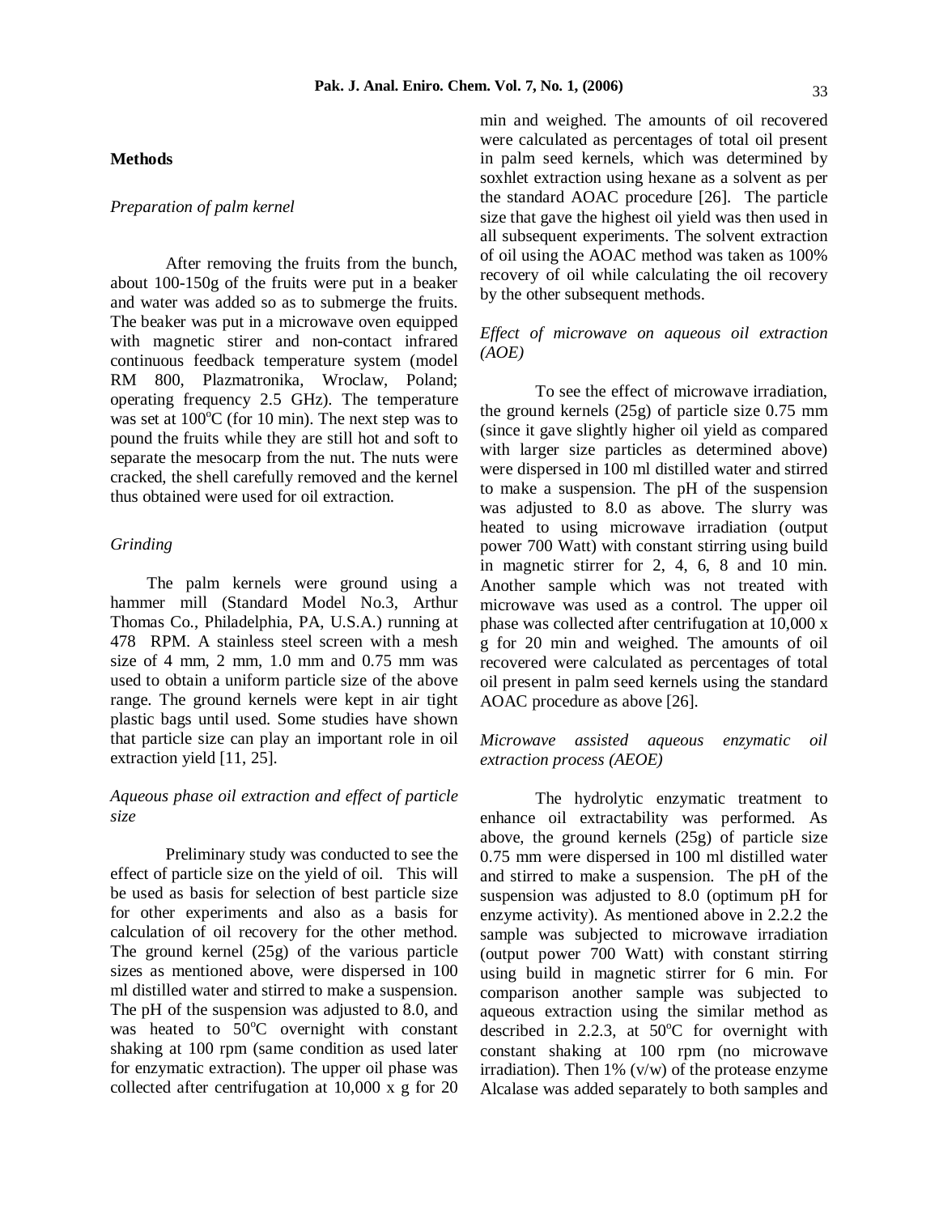## Methods

### *Preparation of palm kernel*

After removing the fruits from the bunch, about 100-150g of the fruits were put in a beaker and water was added so as to submerge the fruits. The beaker was put in a microwave oven equipped with magnetic stirer and non-contact infrared continuous feedback temperature system (model RM 800, Plazmatronika, Wroclaw, Poland; operating frequency 2.5 GHz). The temperature was set at 100$^o$C (for 10 min). The next step was to pound the fruits while they are still hot and soft to separate the mesocarp from the nut. The nuts were cracked, the shell carefully removed and the kernel thus obtained were used for oil extraction.

### *Grinding*

The palm kernels were ground using a hammer mill (Standard Model No.3, Arthur Thomas Co., Philadelphia, PA, U.S.A.) running at 478 RPM. A stainless steel screen with a mesh size of 4 mm, 2 mm, 1.0 mm and 0.75 mm was used to obtain a uniform particle size of the above range. The ground kernels were kept in air tight plastic bags until used. Some studies have shown that particle size can play an important role in oil extraction yield [11, 25].

### *Aqueous phase oil extraction and effect of particle size*

Preliminary study was conducted to see the effect of particle size on the yield of oil. This will be used as basis for selection of best particle size for other experiments and also as a basis for calculation of oil recovery for the other method. The ground kernel (25g) of the various particle sizes as mentioned above, were dispersed in 100 ml distilled water and stirred to make a suspension. The pH of the suspension was adjusted to 8.0, and was heated to 50$^o$C overnight with constant shaking at 100 rpm (same condition as used later for enzymatic extraction). The upper oil phase was collected after centrifugation at 10,000 x g for 20 min and weighed. The amounts of oil recovered were calculated as percentages of total oil present in palm seed kernels, which was determined by soxhlet extraction using hexane as a solvent as per the standard AOAC procedure [26]. The particle size that gave the highest oil yield was then used in all subsequent experiments. The solvent extraction of oil using the AOAC method was taken as 100% recovery of oil while calculating the oil recovery by the other subsequent methods.

### *Effect of microwave on aqueous oil extraction (AOE)*

To see the effect of microwave irradiation, the ground kernels (25g) of particle size 0.75 mm (since it gave slightly higher oil yield as compared with larger size particles as determined above) were dispersed in 100 ml distilled water and stirred to make a suspension. The pH of the suspension was adjusted to 8.0 as above. The slurry was heated to using microwave irradiation (output power 700 Watt) with constant stirring using build in magnetic stirrer for 2, 4, 6, 8 and 10 min. Another sample which was not treated with microwave was used as a control. The upper oil phase was collected after centrifugation at 10,000 x g for 20 min and weighed. The amounts of oil recovered were calculated as percentages of total oil present in palm seed kernels using the standard AOAC procedure as above [26].

### *Microwave assisted aqueous enzymatic oil extraction process (AEOE)*

The hydrolytic enzymatic treatment to enhance oil extractability was performed. As above, the ground kernels (25g) of particle size 0.75 mm were dispersed in 100 ml distilled water and stirred to make a suspension. The pH of the suspension was adjusted to 8.0 (optimum pH for enzyme activity). As mentioned above in 2.2.2 the sample was subjected to microwave irradiation (output power 700 Watt) with constant stirring using build in magnetic stirrer for 6 min. For comparison another sample was subjected to aqueous extraction using the similar method as described in 2.2.3, at 50$^o$C for overnight with constant shaking at 100 rpm (no microwave irradiation). Then 1% (v/w) of the protease enzyme Alcalase was added separately to both samples and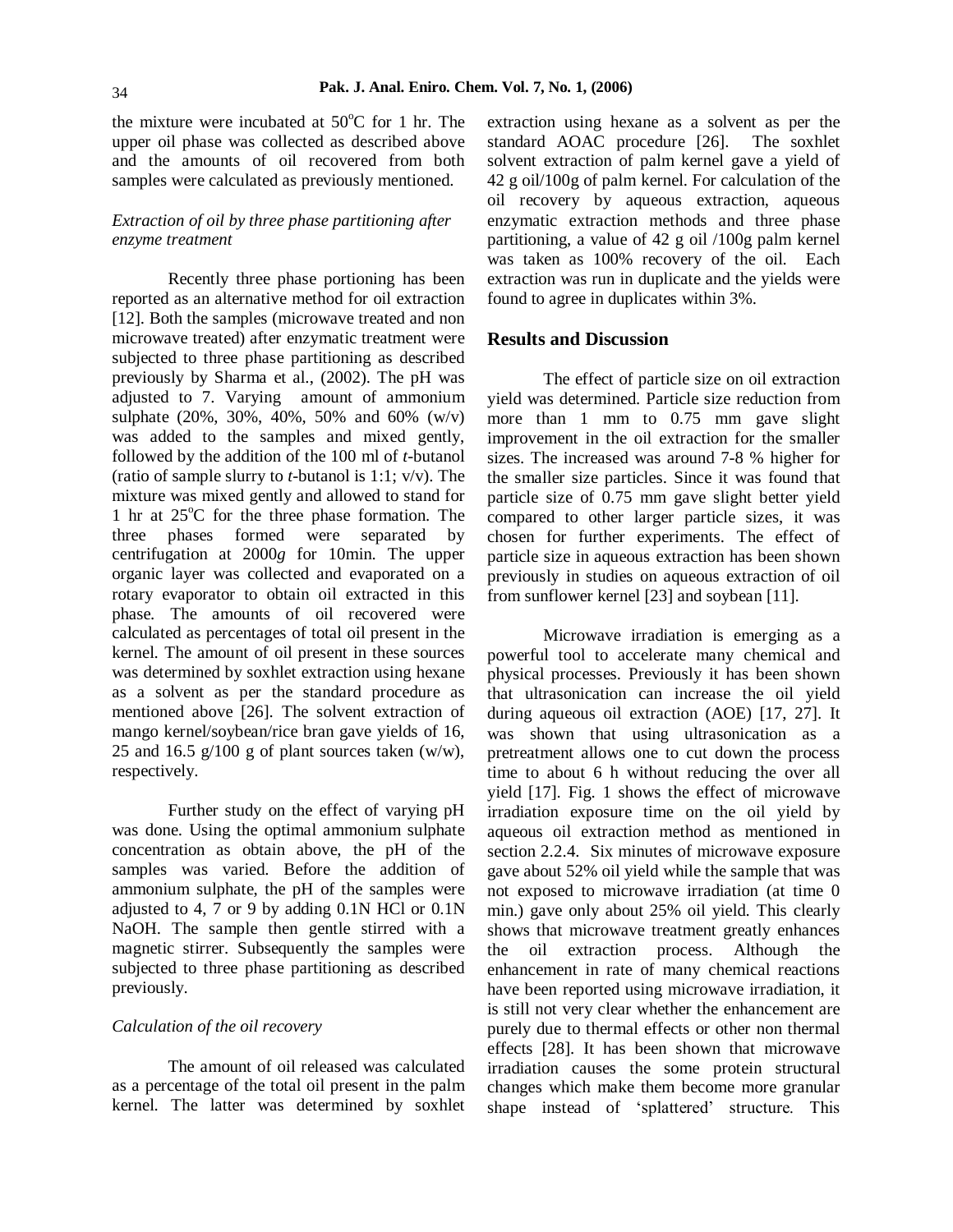the mixture were incubated at 50°C for 1 hr. The upper oil phase was collected as described above and the amounts of oil recovered from both samples were calculated as previously mentioned.

### *Extraction of oil by three phase partitioning after enzyme treatment*

Recently three phase portioning has been reported as an alternative method for oil extraction [12]. Both the samples (microwave treated and non microwave treated) after enzymatic treatment were subjected to three phase partitioning as described previously by Sharma et al., (2002). The pH was adjusted to 7. Varying amount of ammonium sulphate (20%, 30%, 40%, 50% and 60% (w/v) was added to the samples and mixed gently, followed by the addition of the 100 ml of *t*-butanol (ratio of sample slurry to *t*-butanol is 1:1; v/v). The mixture was mixed gently and allowed to stand for 1 hr at 25°C for the three phase formation. The three phases formed were separated by centrifugation at 2000*g* for 10min. The upper organic layer was collected and evaporated on a rotary evaporator to obtain oil extracted in this phase. The amounts of oil recovered were calculated as percentages of total oil present in the kernel. The amount of oil present in these sources was determined by soxhlet extraction using hexane as a solvent as per the standard procedure as mentioned above [26]. The solvent extraction of mango kernel/soybean/rice bran gave yields of 16, 25 and 16.5 g/100 g of plant sources taken (w/w), respectively.

Further study on the effect of varying pH was done. Using the optimal ammonium sulphate concentration as obtain above, the pH of the samples was varied. Before the addition of ammonium sulphate, the pH of the samples were adjusted to 4, 7 or 9 by adding 0.1N HCl or 0.1N NaOH. The sample then gentle stirred with a magnetic stirrer. Subsequently the samples were subjected to three phase partitioning as described previously.

### *Calculation of the oil recovery*

The amount of oil released was calculated as a percentage of the total oil present in the palm kernel. The latter was determined by soxhlet extraction using hexane as a solvent as per the standard AOAC procedure [26]. The soxhlet solvent extraction of palm kernel gave a yield of 42 g oil/100g of palm kernel. For calculation of the oil recovery by aqueous extraction, aqueous enzymatic extraction methods and three phase partitioning, a value of 42 g oil /100g palm kernel was taken as 100% recovery of the oil. Each extraction was run in duplicate and the yields were found to agree in duplicates within 3%.

## Results and Discussion

The effect of particle size on oil extraction yield was determined. Particle size reduction from more than 1 mm to 0.75 mm gave slight improvement in the oil extraction for the smaller sizes. The increased was around 7-8 % higher for the smaller size particles. Since it was found that particle size of 0.75 mm gave slight better yield compared to other larger particle sizes, it was chosen for further experiments. The effect of particle size in aqueous extraction has been shown previously in studies on aqueous extraction of oil from sunflower kernel [23] and soybean [11].

Microwave irradiation is emerging as a powerful tool to accelerate many chemical and physical processes. Previously it has been shown that ultrasonication can increase the oil yield during aqueous oil extraction (AOE) [17, 27]. It was shown that using ultrasonication as a pretreatment allows one to cut down the process time to about 6 h without reducing the over all yield [17]. Fig. 1 shows the effect of microwave irradiation exposure time on the oil yield by aqueous oil extraction method as mentioned in section 2.2.4. Six minutes of microwave exposure gave about 52% oil yield while the sample that was not exposed to microwave irradiation (at time 0 min.) gave only about 25% oil yield. This clearly shows that microwave treatment greatly enhances the oil extraction process. Although the enhancement in rate of many chemical reactions have been reported using microwave irradiation, it is still not very clear whether the enhancement are purely due to thermal effects or other non thermal effects [28]. It has been shown that microwave irradiation causes the some protein structural changes which make them become more granular shape instead of 'splattered' structure. This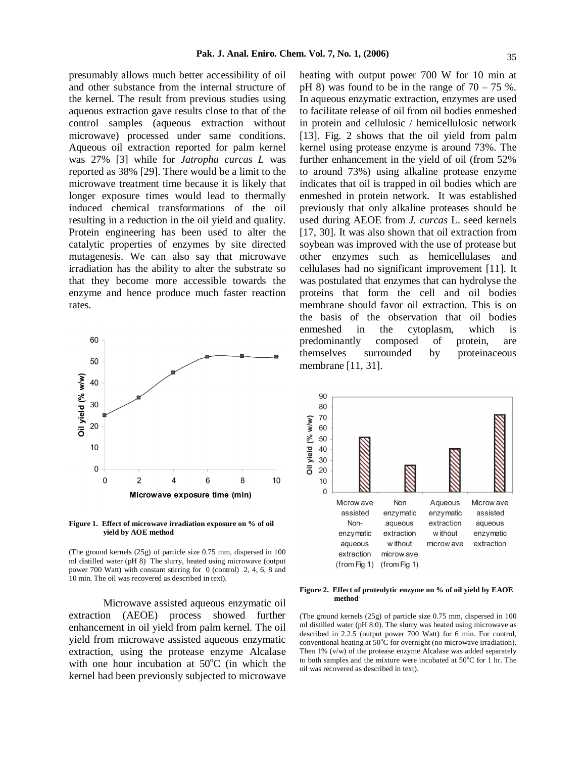presumably allows much better accessibility of oil and other substance from the internal structure of the kernel. The result from previous studies using aqueous extraction gave results close to that of the control samples (aqueous extraction without microwave) processed under same conditions. Aqueous oil extraction reported for palm kernel was 27% [3] while for *Jatropha curcas L* was reported as 38% [29]. There would be a limit to the microwave treatment time because it is likely that longer exposure times would lead to thermally induced chemical transformations of the oil resulting in a reduction in the oil yield and quality. Protein engineering has been used to alter the catalytic properties of enzymes by site directed mutagenesis. We can also say that microwave irradiation has the ability to alter the substrate so that they become more accessible towards the enzyme and hence produce much faster reaction rates.

**Figure 1. Effect of microwave irradiation exposure on % of oil yield by AOE method**

(The ground kernels (25g) of particle size 0.75 mm, dispersed in 100 ml distilled water (pH 8) The slurry, heated using microwave (output power 700 Watt) with constant stirring for 0 (control) 2, 4, 6, 8 and 10 min. The oil was recovered as described in text).

Microwave assisted aqueous enzymatic oil extraction (AEOE) process showed further enhancement in oil yield from palm kernel. The oil yield from microwave assisted aqueous enzymatic extraction, using the protease enzyme Alcalase with one hour incubation at 50$^{o}$C (in which the kernel had been previously subjected to microwave heating with output power 700 W for 10 min at pH 8) was found to be in the range of 70 – 75 %. In aqueous enzymatic extraction, enzymes are used to facilitate release of oil from oil bodies enmeshed in protein and cellulosic / hemicellulosic network [13]. Fig. 2 shows that the oil yield from palm kernel using protease enzyme is around 73%. The further enhancement in the yield of oil (from 52% to around 73%) using alkaline protease enzyme indicates that oil is trapped in oil bodies which are enmeshed in protein network. It was established previously that only alkaline proteases should be used during AEOE from *J. curcas* L. seed kernels [17, 30]. It was also shown that oil extraction from soybean was improved with the use of protease but other enzymes such as hemicellulases and cellulases had no significant improvement [11]. It was postulated that enzymes that can hydrolyse the proteins that form the cell and oil bodies membrane should favor oil extraction. This is on the basis of the observation that oil bodies enmeshed in the cytoplasm, which is predominantly composed of protein, are themselves surrounded by proteinaceous membrane [11, 31].

**Figure 2. Effect of proteolytic enzyme on % of oil yield by EAOE method**

(The ground kernels (25g) of particle size 0.75 mm, dispersed in 100 ml distilled water (pH 8.0). The slurry was heated using microwave as described in 2.2.5 (output power 700 Watt) for 6 min. For control, conventional heating at 50$^{o}$C for overnight (no microwave irradiation). Then 1% (v/w) of the protease enzyme Alcalase was added separately to both samples and the mixture were incubated at 50$^{o}$C for 1 hr. The oil was recovered as described in text).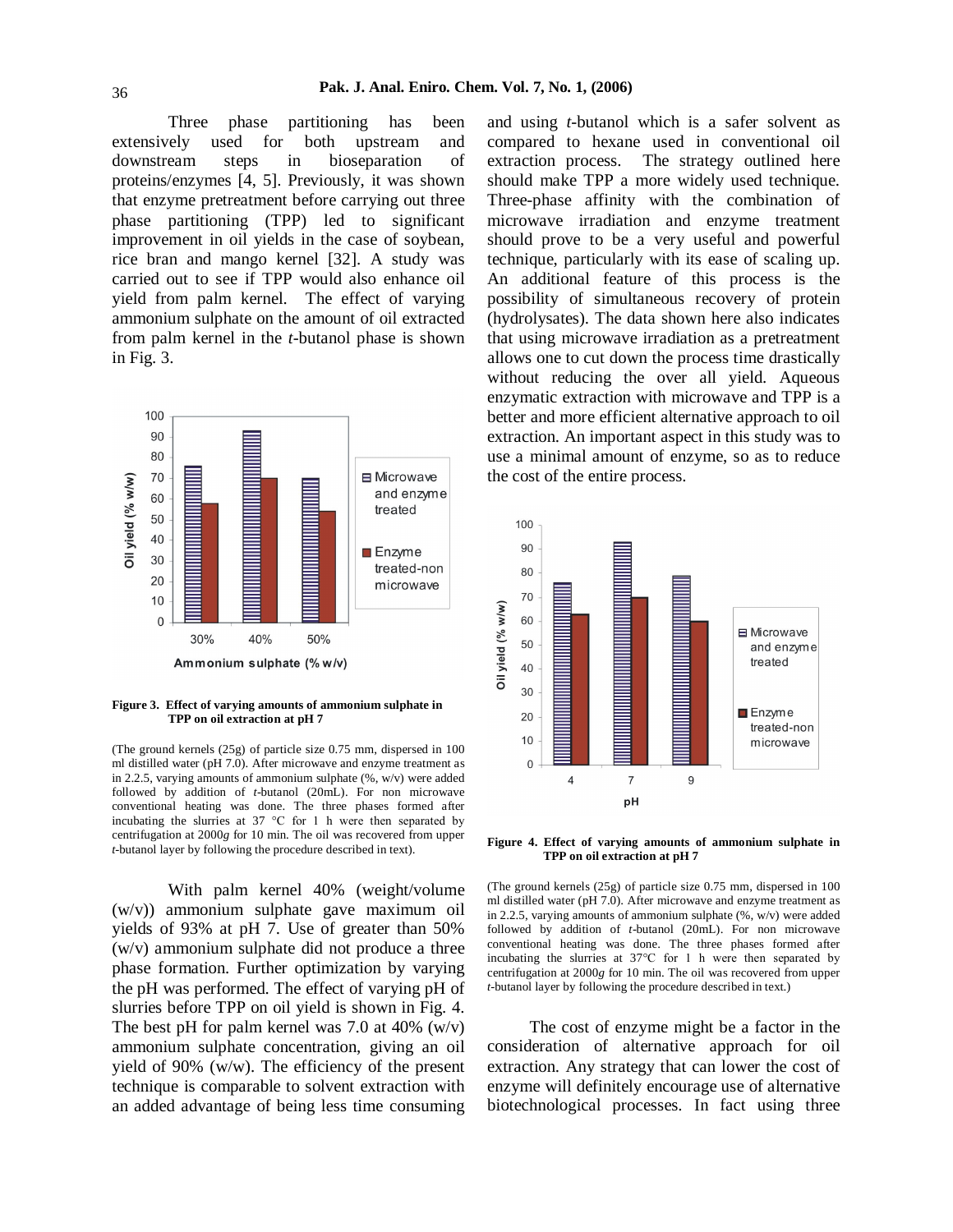Three phase partitioning has been extensively used for both upstream and downstream steps in bioseparation of proteins/enzymes [4, 5]. Previously, it was shown that enzyme pretreatment before carrying out three phase partitioning (TPP) led to significant improvement in oil yields in the case of soybean, rice bran and mango kernel [32]. A study was carried out to see if TPP would also enhance oil yield from palm kernel. The effect of varying ammonium sulphate on the amount of oil extracted from palm kernel in the *t*-butanol phase is shown in Fig. 3.

**Figure 3. Effect of varying amounts of ammonium sulphate in TPP on oil extraction at pH 7**

(The ground kernels (25g) of particle size 0.75 mm, dispersed in 100 ml distilled water (pH 7.0). After microwave and enzyme treatment as in 2.2.5, varying amounts of ammonium sulphate (%, w/v) were added followed by addition of *t*-butanol (20mL). For non microwave conventional heating was done. The three phases formed after incubating the slurries at 37 °C for 1 h were then separated by centrifugation at 2000*g* for 10 min. The oil was recovered from upper *t*-butanol layer by following the procedure described in text).

With palm kernel 40% (weight/volume (w/v)) ammonium sulphate gave maximum oil yields of 93% at pH 7. Use of greater than 50% (w/v) ammonium sulphate did not produce a three phase formation. Further optimization by varying the pH was performed. The effect of varying pH of slurries before TPP on oil yield is shown in Fig. 4. The best pH for palm kernel was 7.0 at 40% (w/v) ammonium sulphate concentration, giving an oil yield of 90% (w/w). The efficiency of the present technique is comparable to solvent extraction with an added advantage of being less time consuming and using *t*-butanol which is a safer solvent as compared to hexane used in conventional oil extraction process. The strategy outlined here should make TPP a more widely used technique. Three-phase affinity with the combination of microwave irradiation and enzyme treatment should prove to be a very useful and powerful technique, particularly with its ease of scaling up. An additional feature of this process is the possibility of simultaneous recovery of protein (hydrolysates). The data shown here also indicates that using microwave irradiation as a pretreatment allows one to cut down the process time drastically without reducing the over all yield. Aqueous enzymatic extraction with microwave and TPP is a better and more efficient alternative approach to oil extraction. An important aspect in this study was to use a minimal amount of enzyme, so as to reduce the cost of the entire process.

**Figure 4. Effect of varying amounts of ammonium sulphate in TPP on oil extraction at pH 7**

(The ground kernels (25g) of particle size 0.75 mm, dispersed in 100 ml distilled water (pH 7.0). After microwave and enzyme treatment as in 2.2.5, varying amounts of ammonium sulphate (%, w/v) were added followed by addition of *t*-butanol (20mL). For non microwave conventional heating was done. The three phases formed after incubating the slurries at 37°C for 1 h were then separated by centrifugation at 2000*g* for 10 min. The oil was recovered from upper *t*-butanol layer by following the procedure described in text.)

The cost of enzyme might be a factor in the consideration of alternative approach for oil extraction. Any strategy that can lower the cost of enzyme will definitely encourage use of alternative biotechnological processes. In fact using three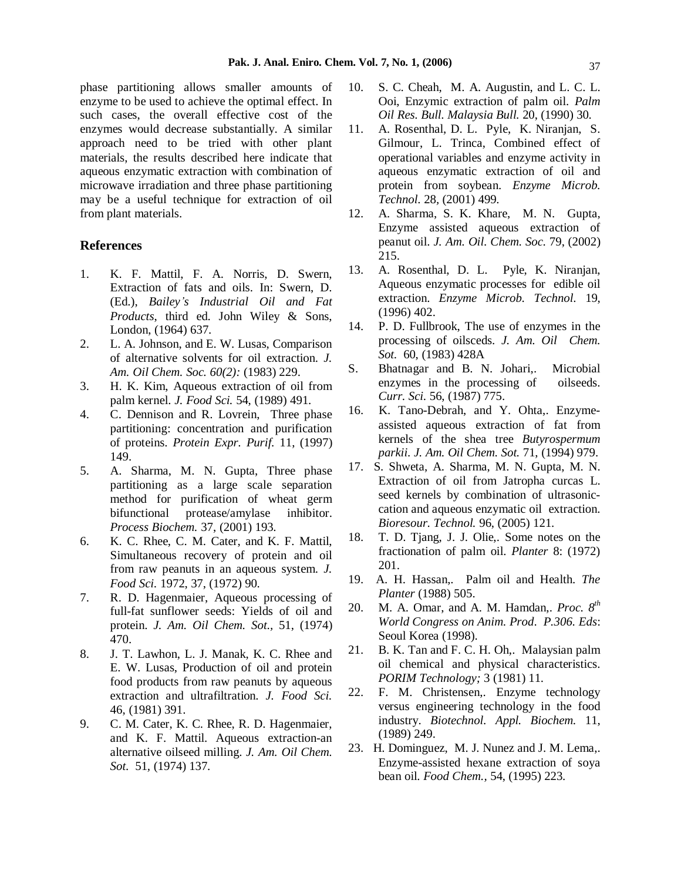phase partitioning allows smaller amounts of enzyme to be used to achieve the optimal effect. In such cases, the overall effective cost of the enzymes would decrease substantially. A similar approach need to be tried with other plant materials, the results described here indicate that aqueous enzymatic extraction with combination of microwave irradiation and three phase partitioning may be a useful technique for extraction of oil from plant materials.

## References

1. K. F. Mattil, F. A. Norris, D. Swern, Extraction of fats and oils. In: Swern, D. (Ed.), *Bailey's Industrial Oil and Fat Products*, third ed. John Wiley & Sons, London, (1964) 637.
2. L. A. Johnson, and E. W. Lusas, Comparison of alternative solvents for oil extraction. *J. Am. Oil Chem. Soc. 60(2):* (1983) 229.
3. H. K. Kim, Aqueous extraction of oil from palm kernel. *J. Food Sci.* 54, (1989) 491.
4. C. Dennison and R. Lovrein, Three phase partitioning: concentration and purification of proteins. *Protein Expr. Purif.* 11, (1997) 149.
5. A. Sharma, M. N. Gupta, Three phase partitioning as a large scale separation method for purification of wheat germ bifunctional protease/amylase inhibitor. *Process Biochem.* 37, (2001) 193.
6. K. C. Rhee, C. M. Cater, and K. F. Mattil, Simultaneous recovery of protein and oil from raw peanuts in an aqueous system. *J. Food Sci.* 1972, 37, (1972) 90.
7. R. D. Hagenmaier, Aqueous processing of full-fat sunflower seeds: Yields of oil and protein. *J. Am. Oil Chem. Sot.,* 51, (1974) 470.
8. J. T. Lawhon, L. J. Manak, K. C. Rhee and E. W. Lusas, Production of oil and protein food products from raw peanuts by aqueous extraction and ultrafiltration. *J. Food Sci.* 46, (1981) 391.
9. C. M. Cater, K. C. Rhee, R. D. Hagenmaier, and K. F. Mattil. Aqueous extraction-an alternative oilseed milling. *J. Am. Oil Chem. Sot.* 51, (1974) 137.
10. S. C. Cheah, M. A. Augustin, and L. C. L. Ooi, Enzymic extraction of palm oil. *Palm Oil Res. Bull. Malaysia Bull.* 20, (1990) 30.
11. A. Rosenthal, D. L. Pyle, K. Niranjan, S. Gilmour, L. Trinca, Combined effect of operational variables and enzyme activity in aqueous enzymatic extraction of oil and protein from soybean. *Enzyme Microb. Technol.* 28, (2001) 499.
12. A. Sharma, S. K. Khare, M. N. Gupta, Enzyme assisted aqueous extraction of peanut oil. *J. Am. Oil. Chem. Soc.* 79, (2002) 215.
13. A. Rosenthal, D. L. Pyle, K. Niranjan, Aqueous enzymatic processes for edible oil extraction. *Enzyme Microb. Technol.* 19, (1996) 402.
14. P. D. Fullbrook, The use of enzymes in the processing of oilsceds. *J. Am. Oil Chem. Sot.* 60, (1983) 428A

S. Bhatnagar and B. N. Johari,. Microbial enzymes in the processing of oilseeds. *Curr. Sci.* 56, (1987) 775.

16. K. Tano-Debrah, and Y. Ohta,. Enzyme-assisted aqueous extraction of fat from kernels of the shea tree *Butyrospermum parkii*. *J. Am. Oil Chem. Sot.* 71, (1994) 979.
17. S. Shweta, A. Sharma, M. N. Gupta, M. N. Extraction of oil from Jatropha curcas L. seed kernels by combination of ultrasonic-cation and aqueous enzymatic oil extraction. *Bioresour. Technol.* 96, (2005) 121.
18. T. D. Tjang, J. J. Olie,. Some notes on the fractionation of palm oil. *Planter* 8: (1972) 201.
19. A. H. Hassan,. Palm oil and Health. *The Planter* (1988) 505.
20. M. A. Omar, and A. M. Hamdan,. *Proc. 8th World Congress on Anim. Prod*. *P.306. Eds*: Seoul Korea (1998).
21. B. K. Tan and F. C. H. Oh,. Malaysian palm oil chemical and physical characteristics. *PORIM Technology;* 3 (1981) 11.
22. F. M. Christensen,. Enzyme technology versus engineering technology in the food industry. *Biotechnol. Appl. Biochem.* 11, (1989) 249.
23. H. Dominguez, M. J. Nunez and J. M. Lema,. Enzyme-assisted hexane extraction of soya bean oil. *Food Chem.*, 54, (1995) 223.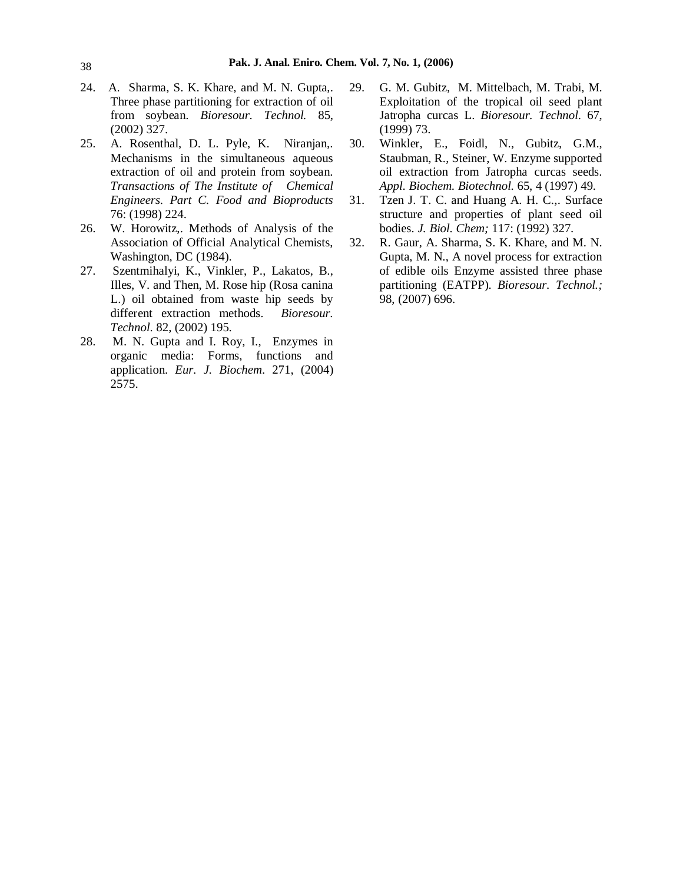24. A. Sharma, S. K. Khare, and M. N. Gupta,. Three phase partitioning for extraction of oil from soybean. *Bioresour. Technol.* 85, (2002) 327.
25. A. Rosenthal, D. L. Pyle, K. Niranjan,. Mechanisms in the simultaneous aqueous extraction of oil and protein from soybean. *Transactions of The Institute of Chemical Engineers. Part C. Food and Bioproducts* 76: (1998) 224.
26. W. Horowitz,. Methods of Analysis of the Association of Official Analytical Chemists, Washington, DC (1984).
27. Szentmihalyi, K., Vinkler, P., Lakatos, B., Illes, V. and Then, M. Rose hip (Rosa canina L.) oil obtained from waste hip seeds by different extraction methods. *Bioresour. Technol.* 82, (2002) 195.
28. M. N. Gupta and I. Roy, I., Enzymes in organic media: Forms, functions and application. *Eur. J. Biochem*. 271, (2004) 2575.
29. G. M. Gubitz, M. Mittelbach, M. Trabi, M. Exploitation of the tropical oil seed plant Jatropha curcas L. *Bioresour. Technol*. 67, (1999) 73.
30. Winkler, E., Foidl, N., Gubitz, G.M., Staubman, R., Steiner, W. Enzyme supported oil extraction from Jatropha curcas seeds. *Appl. Biochem. Biotechnol.* 65, 4 (1997) 49.
31. Tzen J. T. C. and Huang A. H. C.,. Surface structure and properties of plant seed oil bodies. *J. Biol. Chem;* 117: (1992) 327.
32. R. Gaur, A. Sharma, S. K. Khare, and M. N. Gupta, M. N., A novel process for extraction of edible oils Enzyme assisted three phase partitioning (EATPP). *Bioresour. Technol.;* 98, (2007) 696.